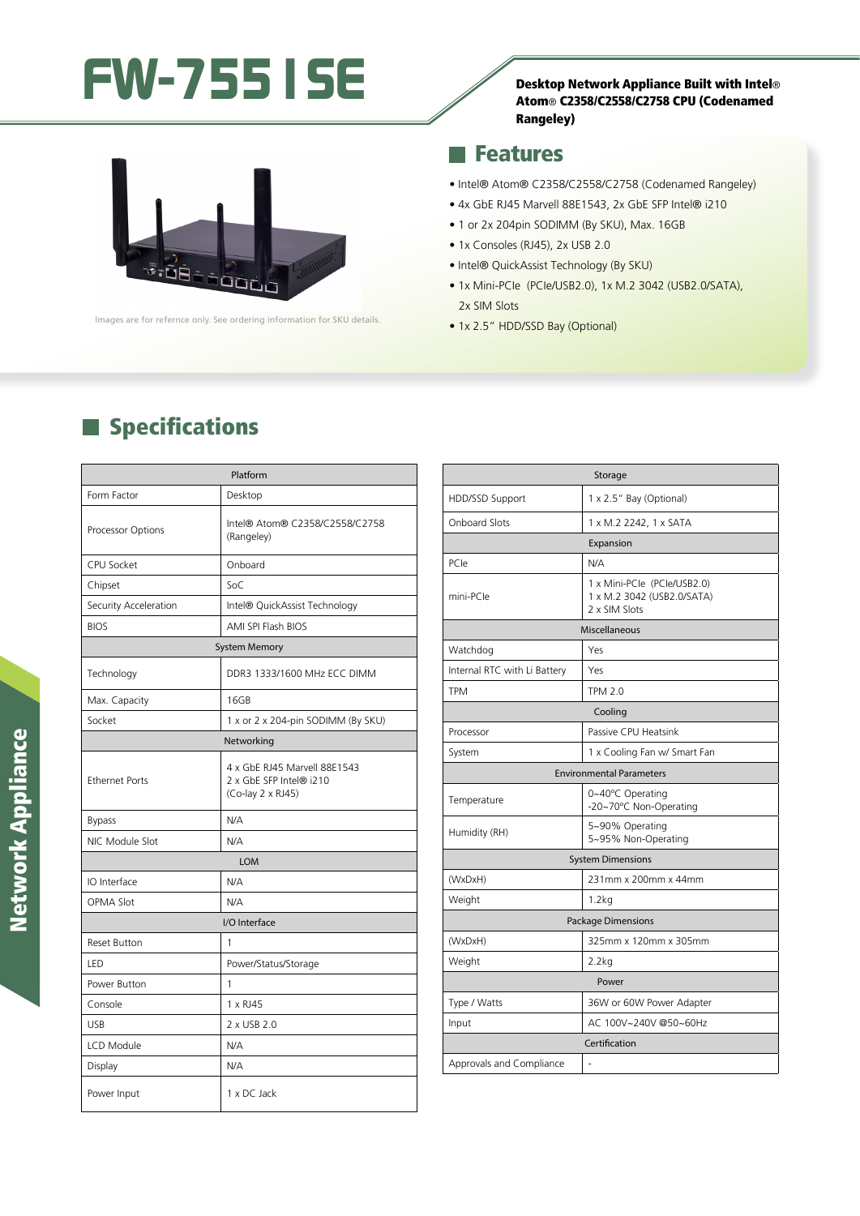# FW-7551SE

**Desktop Network Appliance Built with Intel® Atom® C2358/C2558/C2758 CPU (Codenamed Rangeley)**

Images are for refernce only. See ordering information for SKU details.

## Features

- Intel® Atom® C2358/C2558/C2758 (Codenamed Rangeley)
- 4x GbE RJ45 Marvell 88E1543, 2x GbE SFP Intel® i210
- 1 or 2x 204pin SODIMM (By SKU), Max. 16GB
- 1x Consoles (RJ45), 2x USB 2.0
- Intel® QuickAssist Technology (By SKU)
- 1x Mini-PCIe (PCIe/USB2.0), 1x M.2 3042 (USB2.0/SATA), 2x SIM Slots
- 1x 2.5" HDD/SSD Bay (Optional)

## Specifications

| Platform | |
|---|---|
| Form Factor | Desktop |
| Processor Options | Intel® Atom® C2358/C2558/C2758 (Rangeley) |
| CPU Socket | Onboard |
| Chipset | SoC |
| Security Acceleration | Intel® QuickAssist Technology |
| BIOS | AMI SPI Flash BIOS |
| **System Memory** | |
| Technology | DDR3 1333/1600 MHz ECC DIMM |
| Max. Capacity | 16GB |
| Socket | 1 x or 2 x 204-pin SODIMM (By SKU) |
| **Networking** | |
| Ethernet Ports | 4 x GbE RJ45 Marvell 88E1543<br>2 x GbE SFP Intel® i210<br>(Co-lay 2 x RJ45) |
| Bypass | N/A |
| NIC Module Slot | N/A |
| **LOM** | |
| IO Interface | N/A |
| OPMA Slot | N/A |
| **I/O Interface** | |
| Reset Button | 1 |
| LED | Power/Status/Storage |
| Power Button | 1 |
| Console | 1 x RJ45 |
| USB | 2 x USB 2.0 |
| LCD Module | N/A |
| Display | N/A |
| Power Input | 1 x DC Jack |

| Storage | |
|---|---|
| HDD/SSD Support | 1 x 2.5" Bay (Optional) |
| Onboard Slots | 1 x M.2 2242, 1 x SATA |
| **Expansion** | |
| PCIe | N/A |
| mini-PCIe | 1 x Mini-PCIe (PCIe/USB2.0)<br>1 x M.2 3042 (USB2.0/SATA)<br>2 x SIM Slots |
| **Miscellaneous** | |
| Watchdog | Yes |
| Internal RTC with Li Battery | Yes |
| TPM | TPM 2.0 |
| **Cooling** | |
| Processor | Passive CPU Heatsink |
| System | 1 x Cooling Fan w/ Smart Fan |
| **Environmental Parameters** | |
| Temperature | 0~40°C Operating<br>-20~70°C Non-Operating |
| Humidity (RH) | 5~90% Operating<br>5~95% Non-Operating |
| **System Dimensions** | |
| (WxDxH) | 231mm x 200mm x 44mm |
| Weight | 1.2kg |
| **Package Dimensions** | |
| (WxDxH) | 325mm x 120mm x 305mm |
| Weight | 2.2kg |
| **Power** | |
| Type / Watts | 36W or 60W Power Adapter |
| Input | AC 100V~240V @50~60Hz |
| **Certification** | |
| Approvals and Compliance | - |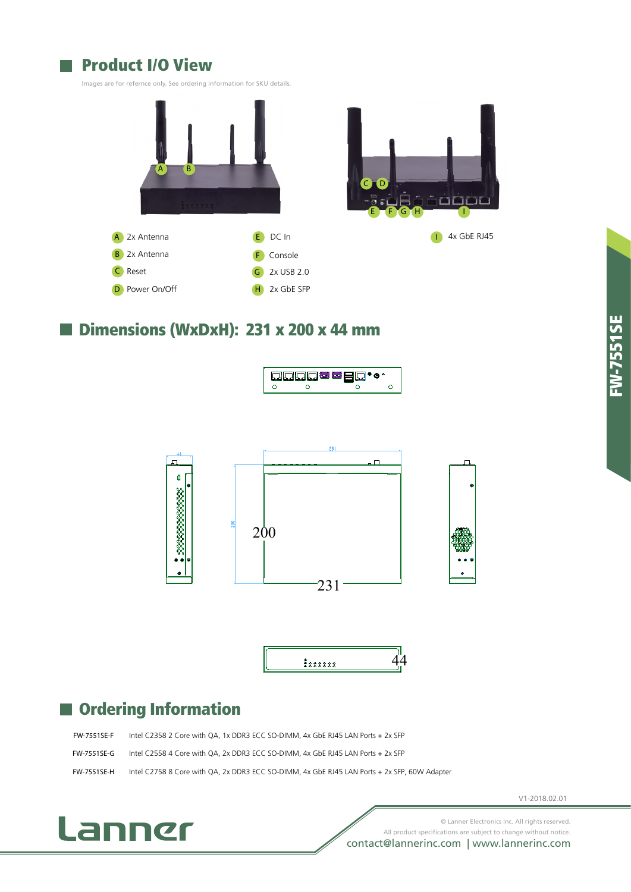## Product I/O View

Images are for refernce only. See ordering information for SKU details.

A 2x Antenna
B 2x Antenna
C Reset
D Power On/Off
E DC In
F Console
G 2x USB 2.0
H 2x GbE SFP
I 4x GbE RJ45

## Dimensions (WxDxH): 231 x 200 x 44 mm

200
231
44

## Ordering Information

| | |
|---|---|
| FW-7551SE-F | Intel C2358 2 Core with QA, 1x DDR3 ECC SO-DIMM, 4x GbE RJ45 LAN Ports + 2x SFP |
| FW-7551SE-G | Intel C2558 4 Core with QA, 2x DDR3 ECC SO-DIMM, 4x GbE RJ45 LAN Ports + 2x SFP |
| FW-7551SE-H | Intel C2758 8 Core with QA, 2x DDR3 ECC SO-DIMM, 4x GbE RJ45 LAN Ports + 2x SFP, 60W Adapter |

V1-2018.02.01

© Lanner Electronics Inc. All rights reserved.
All product specifications are subject to change without notice.
contact@lannerinc.com | www.lannerinc.com